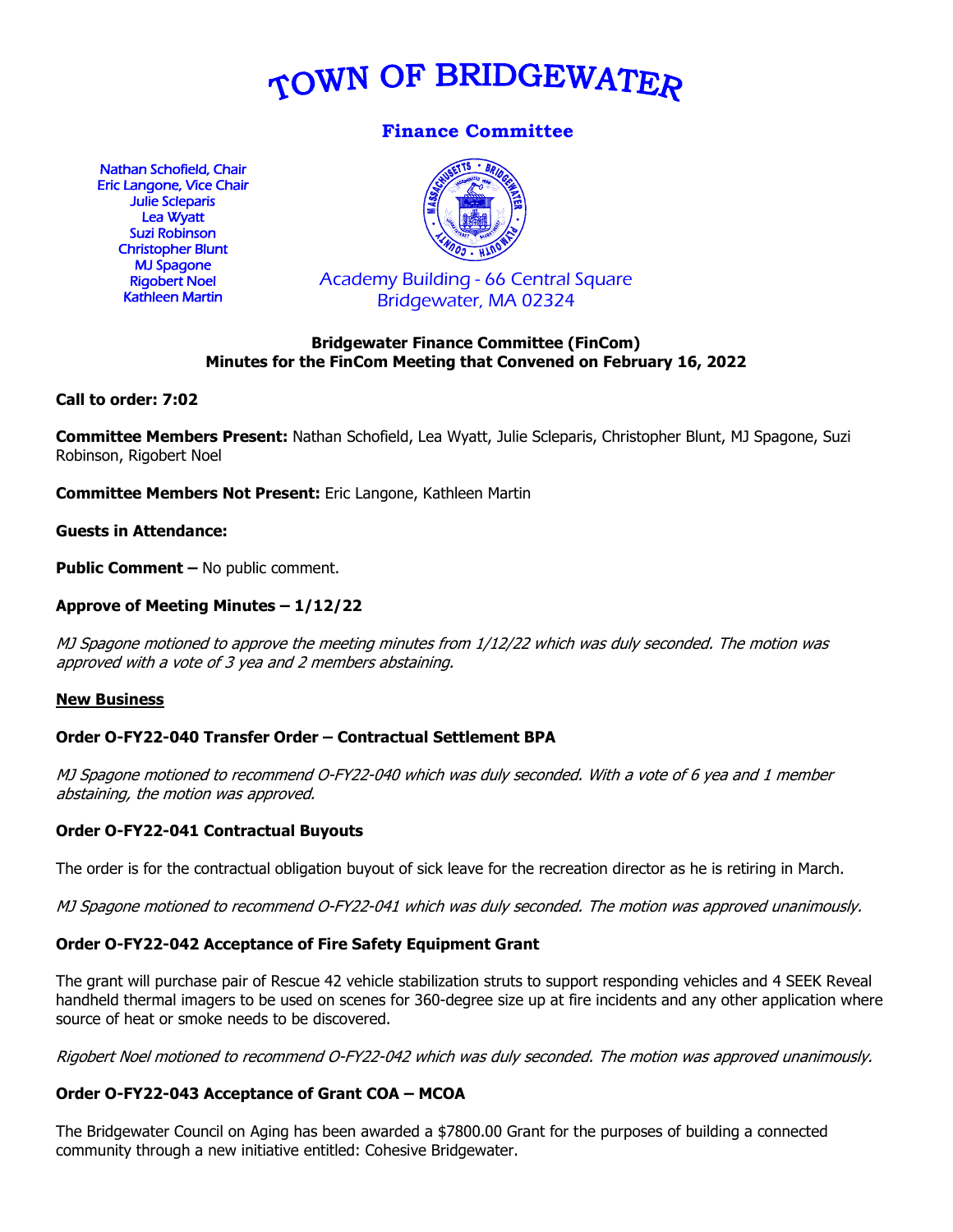# TOWN OF BRIDGEWATER

## Finance Committee

Nathan Schofield, Chair
Eric Langone, Vice Chair
Julie Scleparis
Lea Wyatt
Suzi Robinson
Christopher Blunt
MJ Spagone
Rigobert Noel
Kathleen Martin

Academy Building - 66 Central Square
Bridgewater, MA 02324

**Bridgewater Finance Committee (FinCom)**
**Minutes for the FinCom Meeting that Convened on February 16, 2022**

**Call to order: 7:02**

**Committee Members Present:** Nathan Schofield, Lea Wyatt, Julie Scleparis, Christopher Blunt, MJ Spagone, Suzi Robinson, Rigobert Noel

**Committee Members Not Present:** Eric Langone, Kathleen Martin

**Guests in Attendance:**

**Public Comment –** No public comment.

**Approve of Meeting Minutes – 1/12/22**

*MJ Spagone motioned to approve the meeting minutes from 1/12/22 which was duly seconded. The motion was approved with a vote of 3 yea and 2 members abstaining.*

**New Business**

**Order O-FY22-040 Transfer Order – Contractual Settlement BPA**

*MJ Spagone motioned to recommend O-FY22-040 which was duly seconded. With a vote of 6 yea and 1 member abstaining, the motion was approved.*

**Order O-FY22-041 Contractual Buyouts**

The order is for the contractual obligation buyout of sick leave for the recreation director as he is retiring in March.

*MJ Spagone motioned to recommend O-FY22-041 which was duly seconded. The motion was approved unanimously.*

**Order O-FY22-042 Acceptance of Fire Safety Equipment Grant**

The grant will purchase pair of Rescue 42 vehicle stabilization struts to support responding vehicles and 4 SEEK Reveal handheld thermal imagers to be used on scenes for 360-degree size up at fire incidents and any other application where source of heat or smoke needs to be discovered.

*Rigobert Noel motioned to recommend O-FY22-042 which was duly seconded. The motion was approved unanimously.*

**Order O-FY22-043 Acceptance of Grant COA – MCOA**

The Bridgewater Council on Aging has been awarded a $7800.00 Grant for the purposes of building a connected community through a new initiative entitled: Cohesive Bridgewater.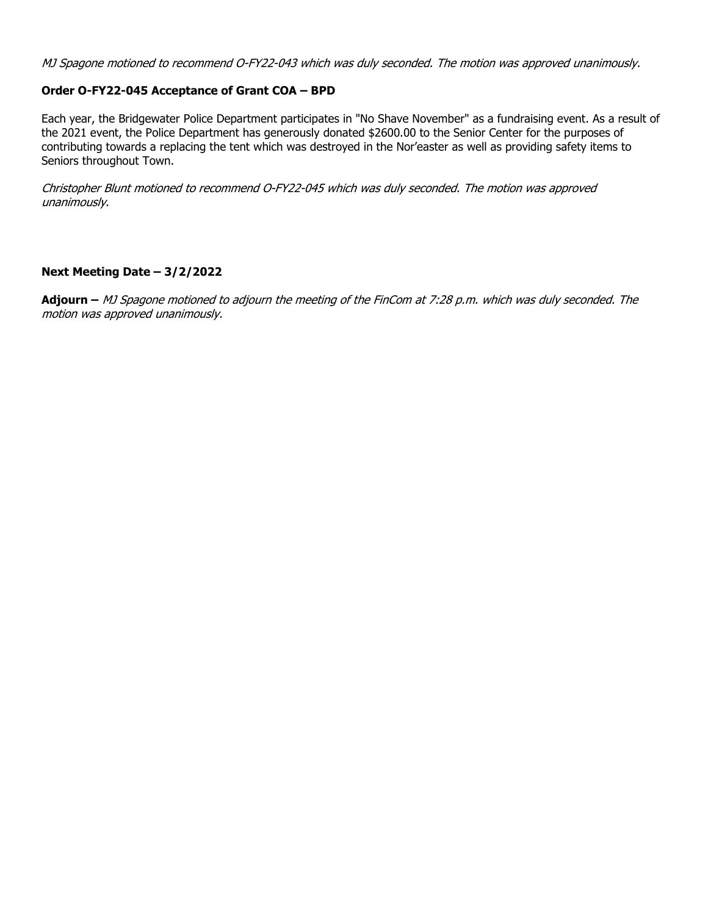*MJ Spagone motioned to recommend O-FY22-043 which was duly seconded. The motion was approved unanimously.*

**Order O-FY22-045 Acceptance of Grant COA – BPD**

Each year, the Bridgewater Police Department participates in "No Shave November" as a fundraising event. As a result of the 2021 event, the Police Department has generously donated $2600.00 to the Senior Center for the purposes of contributing towards a replacing the tent which was destroyed in the Nor'easter as well as providing safety items to Seniors throughout Town.

*Christopher Blunt motioned to recommend O-FY22-045 which was duly seconded. The motion was approved unanimously.*

**Next Meeting Date – 3/2/2022**

**Adjourn –** *MJ Spagone motioned to adjourn the meeting of the FinCom at 7:28 p.m. which was duly seconded. The motion was approved unanimously.*